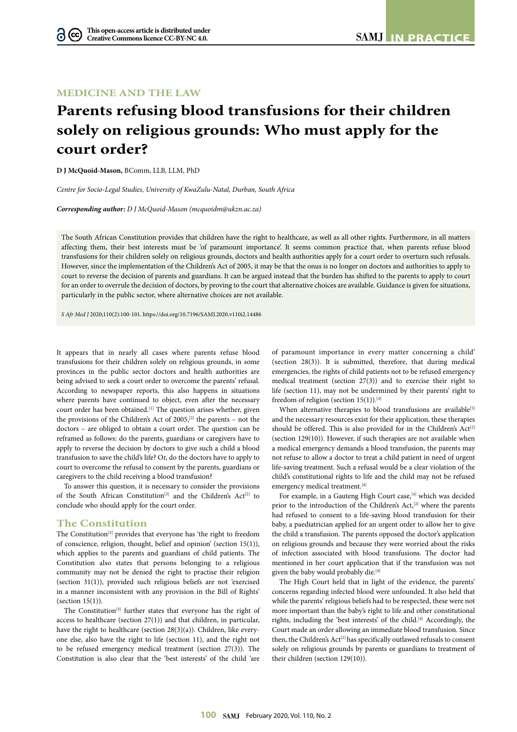MEDICINE AND THE LAW

# Parents refusing blood transfusions for their children solely on religious grounds: Who must apply for the court order?

**D J McQuoid-Mason,** BComm, LLB, LLM, PhD

*Centre for Socio-Legal Studies, University of KwaZulu-Natal, Durban, South Africa*

***Corresponding author:** D J McQuoid-Mason (mcquoidm@ukzn.ac.za)*

The South African Constitution provides that children have the right to healthcare, as well as all other rights. Furthermore, in all matters affecting them, their best interests must be 'of paramount importance'. It seems common practice that, when parents refuse blood transfusions for their children solely on religious grounds, doctors and health authorities apply for a court order to overturn such refusals. However, since the implementation of the Children's Act of 2005, it may be that the onus is no longer on doctors and authorities to apply to court to reverse the decision of parents and guardians. It can be argued instead that the burden has shifted to the parents to apply to court for an order to overrule the decision of doctors, by proving to the court that alternative choices are available. Guidance is given for situations, particularly in the public sector, where alternative choices are not available.

*S Afr Med J* 2020;110(2):100-101. https://doi.org/10.7196/SAMJ.2020.v110i2.14486

It appears that in nearly all cases where parents refuse blood transfusions for their children solely on religious grounds, in some provinces in the public sector doctors and health authorities are being advised to seek a court order to overcome the parents' refusal. According to newspaper reports, this also happens in situations where parents have continued to object, even after the necessary court order has been obtained.[1] The question arises whether, given the provisions of the Children's Act of 2005,[2] the parents – not the doctors – are obliged to obtain a court order. The question can be reframed as follows: do the parents, guardians or caregivers have to apply to reverse the decision by doctors to give such a child a blood transfusion to save the child's life? Or, do the doctors have to apply to court to overcome the refusal to consent by the parents, guardians or caregivers to the child receiving a blood transfusion?

To answer this question, it is necessary to consider the provisions of the South African Constitution[3] and the Children's Act[2] to conclude who should apply for the court order.

## The Constitution

The Constitution[3] provides that everyone has 'the right to freedom of conscience, religion, thought, belief and opinion' (section 15(1)), which applies to the parents and guardians of child patients. The Constitution also states that persons belonging to a religious community may not be denied the right to practise their religion (section 31(1)), provided such religious beliefs are not 'exercised in a manner inconsistent with any provision in the Bill of Rights' (section 15(1)).

The Constitution[3] further states that everyone has the right of access to healthcare (section 27(1)) and that children, in particular, have the right to healthcare (section 28(3)(a)). Children, like everyone else, also have the right to life (section 11), and the right not to be refused emergency medical treatment (section 27(3)). The Constitution is also clear that the 'best interests' of the child 'are of paramount importance in every matter concerning a child' (section 28(3)). It is submitted, therefore, that during medical emergencies, the rights of child patients not to be refused emergency medical treatment (section 27(3)) and to exercise their right to life (section 11), may not be undermined by their parents' right to freedom of religion (section 15(1)).[4]

When alternative therapies to blood transfusions are available[5] and the necessary resources exist for their application, these therapies should be offered. This is also provided for in the Children's Act[2] (section 129(10)). However, if such therapies are not available when a medical emergency demands a blood transfusion, the parents may not refuse to allow a doctor to treat a child patient in need of urgent life-saving treatment. Such a refusal would be a clear violation of the child's constitutional rights to life and the child may not be refused emergency medical treatment.[4]

For example, in a Gauteng High Court case,[4] which was decided prior to the introduction of the Children's Act,[2] where the parents had refused to consent to a life-saving blood transfusion for their baby, a paediatrician applied for an urgent order to allow her to give the child a transfusion. The parents opposed the doctor's application on religious grounds and because they were worried about the risks of infection associated with blood transfusions. The doctor had mentioned in her court application that if the transfusion was not given the baby would probably die.[4]

The High Court held that in light of the evidence, the parents' concerns regarding infected blood were unfounded. It also held that while the parents' religious beliefs had to be respected, these were not more important than the baby's right to life and other constitutional rights, including the 'best interests' of the child.[4] Accordingly, the Court made an order allowing an immediate blood transfusion. Since then, the Children's Act[2] has specifically outlawed refusals to consent solely on religious grounds by parents or guardians to treatment of their children (section 129(10)).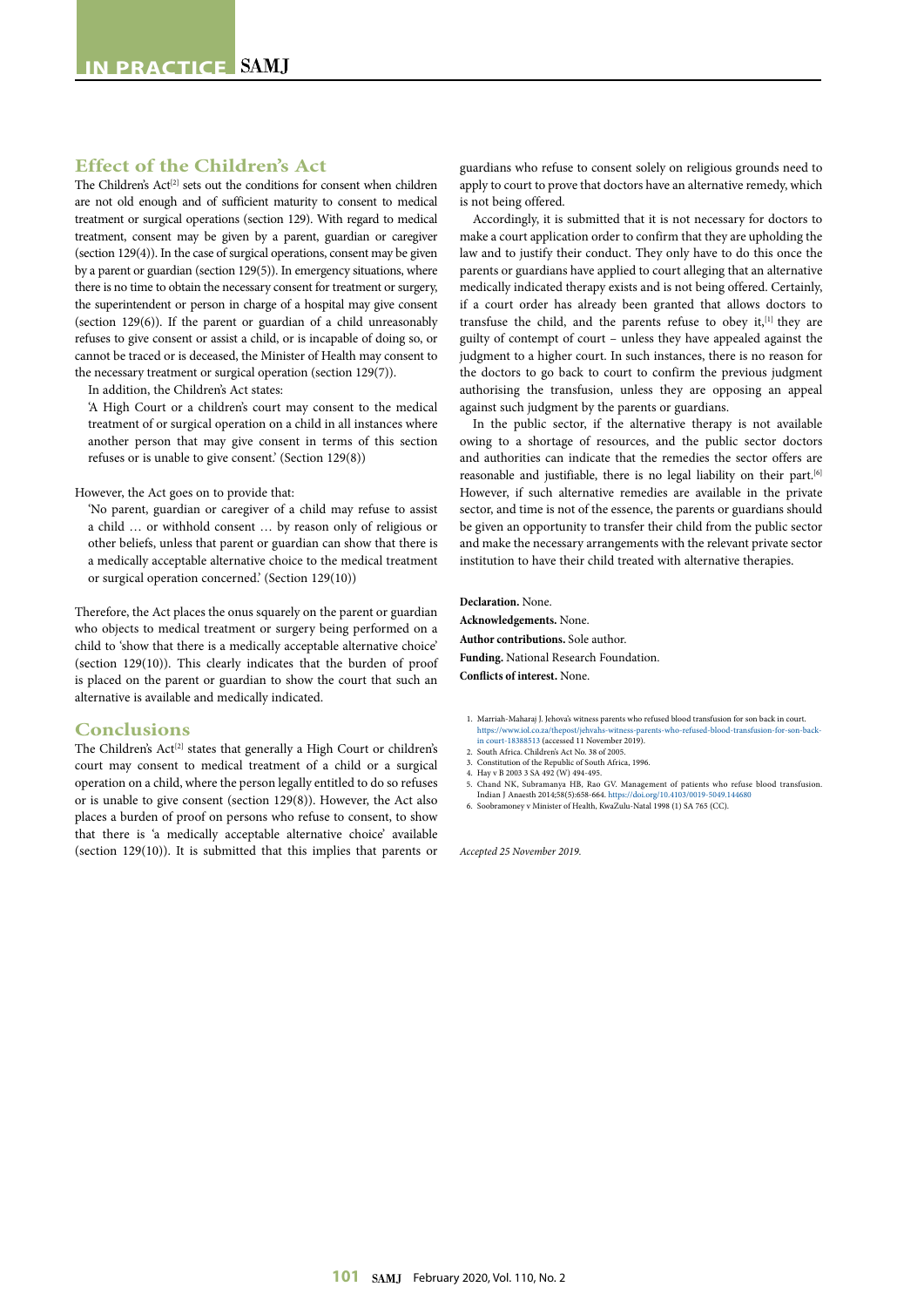## Effect of the Children's Act

The Children's Act[2] sets out the conditions for consent when children are not old enough and of sufficient maturity to consent to medical treatment or surgical operations (section 129). With regard to medical treatment, consent may be given by a parent, guardian or caregiver (section 129(4)). In the case of surgical operations, consent may be given by a parent or guardian (section 129(5)). In emergency situations, where there is no time to obtain the necessary consent for treatment or surgery, the superintendent or person in charge of a hospital may give consent (section 129(6)). If the parent or guardian of a child unreasonably refuses to give consent or assist a child, or is incapable of doing so, or cannot be traced or is deceased, the Minister of Health may consent to the necessary treatment or surgical operation (section 129(7)).

In addition, the Children's Act states:

> 'A High Court or a children's court may consent to the medical treatment of or surgical operation on a child in all instances where another person that may give consent in terms of this section refuses or is unable to give consent.' (Section 129(8))

However, the Act goes on to provide that:

> 'No parent, guardian or caregiver of a child may refuse to assist a child … or withhold consent … by reason only of religious or other beliefs, unless that parent or guardian can show that there is a medically acceptable alternative choice to the medical treatment or surgical operation concerned.' (Section 129(10))

Therefore, the Act places the onus squarely on the parent or guardian who objects to medical treatment or surgery being performed on a child to 'show that there is a medically acceptable alternative choice' (section 129(10)). This clearly indicates that the burden of proof is placed on the parent or guardian to show the court that such an alternative is available and medically indicated.

## Conclusions

The Children's Act[2] states that generally a High Court or children's court may consent to medical treatment of a child or a surgical operation on a child, where the person legally entitled to do so refuses or is unable to give consent (section 129(8)). However, the Act also places a burden of proof on persons who refuse to consent, to show that there is 'a medically acceptable alternative choice' available (section 129(10)). It is submitted that this implies that parents or guardians who refuse to consent solely on religious grounds need to apply to court to prove that doctors have an alternative remedy, which is not being offered.

Accordingly, it is submitted that it is not necessary for doctors to make a court application order to confirm that they are upholding the law and to justify their conduct. They only have to do this once the parents or guardians have applied to court alleging that an alternative medically indicated therapy exists and is not being offered. Certainly, if a court order has already been granted that allows doctors to transfuse the child, and the parents refuse to obey it,[1] they are guilty of contempt of court – unless they have appealed against the judgment to a higher court. In such instances, there is no reason for the doctors to go back to court to confirm the previous judgment authorising the transfusion, unless they are opposing an appeal against such judgment by the parents or guardians.

In the public sector, if the alternative therapy is not available owing to a shortage of resources, and the public sector doctors and authorities can indicate that the remedies the sector offers are reasonable and justifiable, there is no legal liability on their part.[6] However, if such alternative remedies are available in the private sector, and time is not of the essence, the parents or guardians should be given an opportunity to transfer their child from the public sector and make the necessary arrangements with the relevant private sector institution to have their child treated with alternative therapies.

**Declaration.** None.

**Acknowledgements.** None.

**Author contributions.** Sole author.

**Funding.** National Research Foundation.

**Conflicts of interest.** None.

1. Marriah-Maharaj J. Jehova's witness parents who refused blood transfusion for son back in court. https://www.iol.co.za/thepost/jehvahs-witness-parents-who-refused-blood-transfusion-for-son-back-in court-18388513 (accessed 11 November 2019).
2. South Africa. Children's Act No. 38 of 2005.
3. Constitution of the Republic of South Africa, 1996.
4. Hay v B 2003 3 SA 492 (W) 494-495.
5. Chand NK, Subramanya HB, Rao GV. Management of patients who refuse blood transfusion. Indian J Anaesth 2014;58(5):658-664. https://doi.org/10.4103/0019-5049.144680
6. Soobramoney v Minister of Health, KwaZulu-Natal 1998 (1) SA 765 (CC).

*Accepted 25 November 2019.*